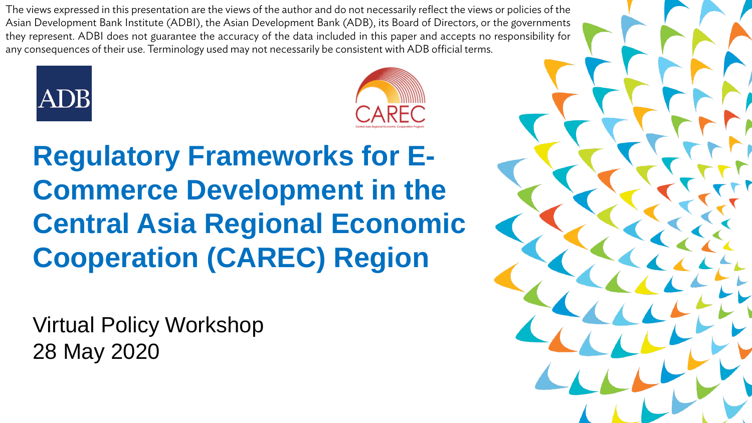The views expressed in this presentation are the views of the author and do not necessarily reflect the views or policies of the Asian Development Bank Institute (ADBI), the Asian Development Bank (ADB), its Board of Directors, or the governments they represent. ADBI does not guarantee the accuracy of the data included in this paper and accepts no responsibility for any consequences of their use. Terminology used may not necessarily be consistent with ADB official terms.

ADB

CAREC

Central Asia Regional Economic Cooperation Program

# Regulatory Frameworks for E-Commerce Development in the Central Asia Regional Economic Cooperation (CAREC) Region

Virtual Policy Workshop
28 May 2020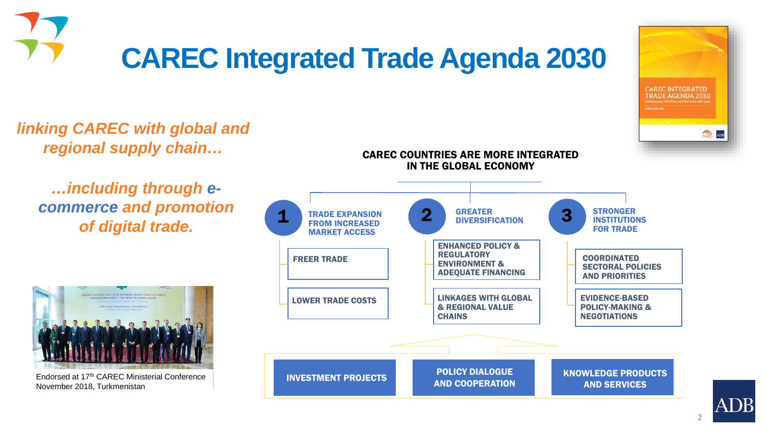# CAREC Integrated Trade Agenda 2030

*linking CAREC with global and regional supply chain…*

*…including through e-commerce and promotion of digital trade.*

Endorsed at 17th CAREC Ministerial Conference November 2018, Turkmenistan

**CAREC COUNTRIES ARE MORE INTEGRATED IN THE GLOBAL ECONOMY**

**1 TRADE EXPANSION FROM INCREASED MARKET ACCESS**
- FREER TRADE
- LOWER TRADE COSTS

**2 GREATER DIVERSIFICATION**
- ENHANCED POLICY & REGULATORY ENVIRONMENT & ADEQUATE FINANCING
- LINKAGES WITH GLOBAL & REGIONAL VALUE CHAINS

**3 STRONGER INSTITUTIONS FOR TRADE**
- COORDINATED SECTORAL POLICIES AND PRIORITIES
- EVIDENCE-BASED POLICY-MAKING & NEGOTIATIONS

**INVESTMENT PROJECTS** | **POLICY DIALOGUE AND COOPERATION** | **KNOWLEDGE PRODUCTS AND SERVICES**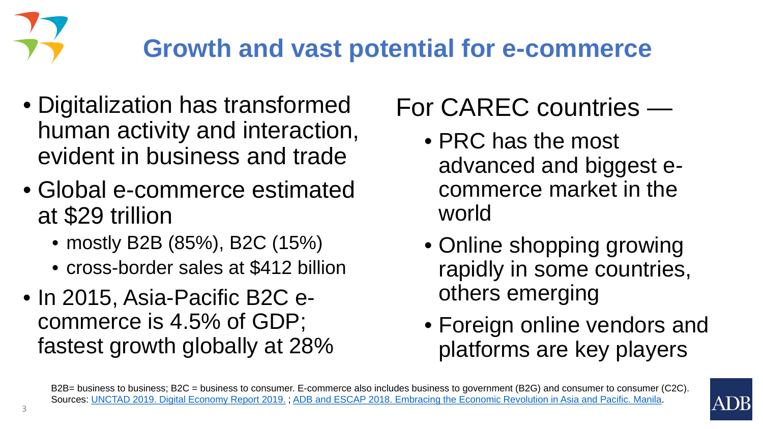# Growth and vast potential for e-commerce

- Digitalization has transformed human activity and interaction, evident in business and trade
- Global e-commerce estimated at $29 trillion
  - mostly B2B (85%), B2C (15%)
  - cross-border sales at $412 billion
- In 2015, Asia-Pacific B2C e-commerce is 4.5% of GDP; fastest growth globally at 28%

For CAREC countries —

- PRC has the most advanced and biggest e-commerce market in the world
- Online shopping growing rapidly in some countries, others emerging
- Foreign online vendors and platforms are key players

B2B= business to business; B2C = business to consumer. E-commerce also includes business to government (B2G) and consumer to consumer (C2C).
Sources: UNCTAD 2019. Digital Economy Report 2019. ; ADB and ESCAP 2018. Embracing the Economic Revolution in Asia and Pacific. Manila.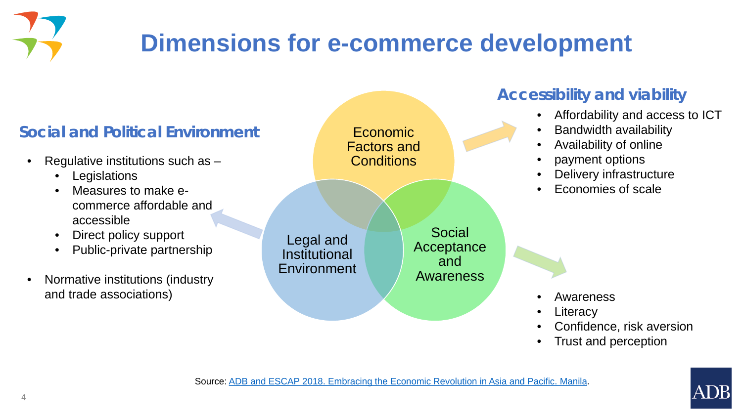# Dimensions for e-commerce development

### Social and Political Environment

- Regulative institutions such as –
  - Legislations
  - Measures to make e-commerce affordable and accessible
  - Direct policy support
  - Public-private partnership
- Normative institutions (industry and trade associations)

Economic Factors and Conditions

Legal and Institutional Environment

Social Acceptance and Awareness

### Accessibility and viability

- Affordability and access to ICT
- Bandwidth availability
- Availability of online
- payment options
- Delivery infrastructure
- Economies of scale

- Awareness
- Literacy
- Confidence, risk aversion
- Trust and perception

Source: ADB and ESCAP 2018. Embracing the Economic Revolution in Asia and Pacific. Manila.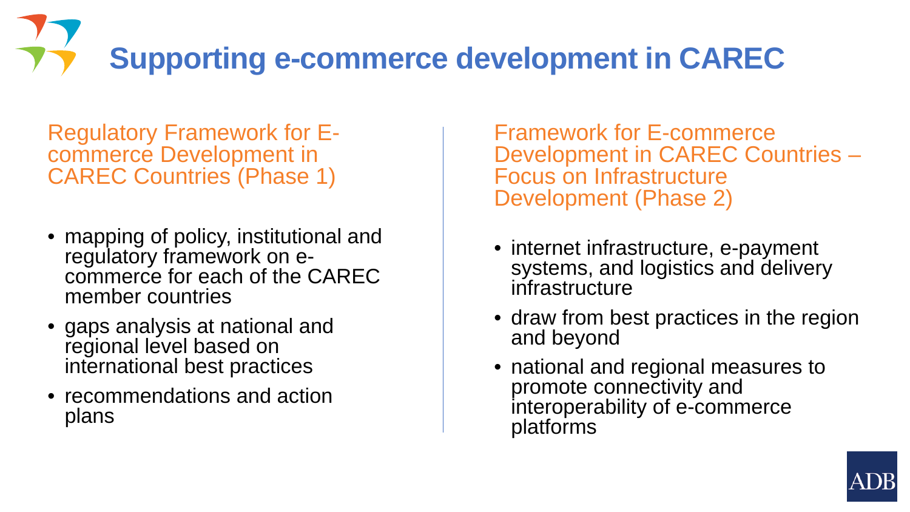# Supporting e-commerce development in CAREC

## Regulatory Framework for E-commerce Development in CAREC Countries (Phase 1)

- mapping of policy, institutional and regulatory framework on e-commerce for each of the CAREC member countries
- gaps analysis at national and regional level based on international best practices
- recommendations and action plans

## Framework for E-commerce Development in CAREC Countries – Focus on Infrastructure Development (Phase 2)

- internet infrastructure, e-payment systems, and logistics and delivery infrastructure
- draw from best practices in the region and beyond
- national and regional measures to promote connectivity and interoperability of e-commerce platforms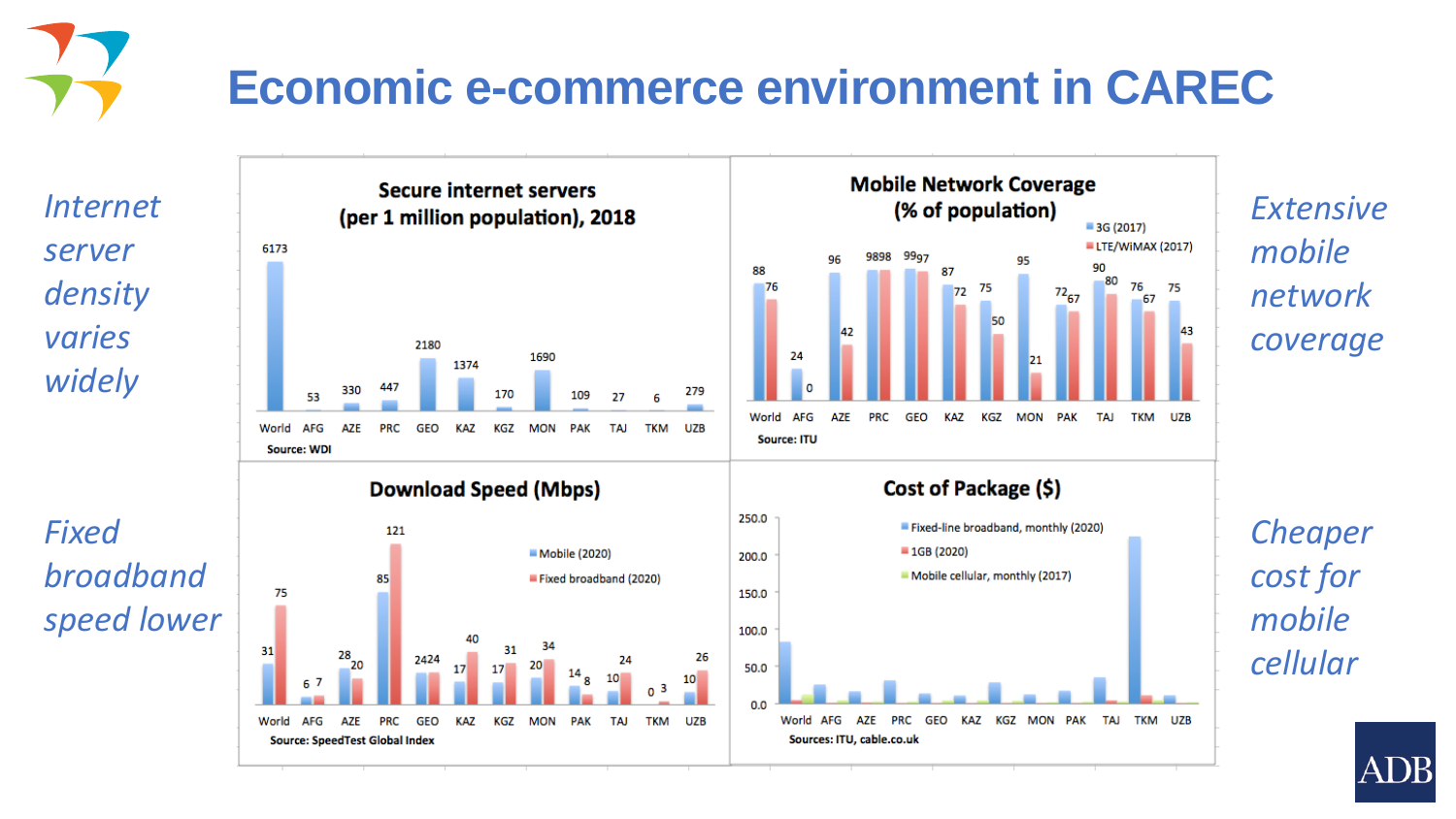# Economic e-commerce environment in CAREC

*Internet server density varies widely*

**Secure internet servers (per 1 million population), 2018**

| World | AFG | AZE | PRC | GEO | KAZ | KGZ | MON | PAK | TAJ | TKM | UZB |
|---|---|---|---|---|---|---|---|---|---|---|---|
| 6173 | 53 | 330 | 447 | 2180 | 1374 | 170 | 1690 | 109 | 27 | 6 | 279 |

Source: WDI

*Extensive mobile network coverage*

**Mobile Network Coverage (% of population)**

| | World | AFG | AZE | PRC | GEO | KAZ | KGZ | MON | PAK | TAJ | TKM | UZB |
|---|---|---|---|---|---|---|---|---|---|---|---|---|
| 3G (2017) | 88 | 24 | 96 | 98 | 99 | 87 | 75 | 95 | 72 | 90 | 76 | 75 |
| LTE/WiMAX (2017) | 76 | 0 | 42 | 98 | 97 | 72 | 50 | 21 | 67 | 80 | 67 | 43 |

Source: ITU

*Fixed broadband speed lower*

**Download Speed (Mbps)**

| | World | AFG | AZE | PRC | GEO | KAZ | KGZ | MON | PAK | TAJ | TKM | UZB |
|---|---|---|---|---|---|---|---|---|---|---|---|---|
| Mobile (2020) | 31 | 6 | 28 | 85 | 24 | 17 | 17 | 20 | 14 | 10 | 0 | 10 |
| Fixed broadband (2020) | 75 | 7 | 20 | 121 | 24 | 40 | 31 | 34 | 8 | 24 | 3 | 26 |

Source: SpeedTest Global Index

*Cheaper cost for mobile cellular*

**Cost of Package ($)**

Legend: Fixed-line broadband, monthly (2020); 1GB (2020); Mobile cellular, monthly (2017)

Countries: World, AFG, AZE, PRC, GEO, KAZ, KGZ, MON, PAK, TAJ, TKM, UZB

Sources: ITU, cable.co.uk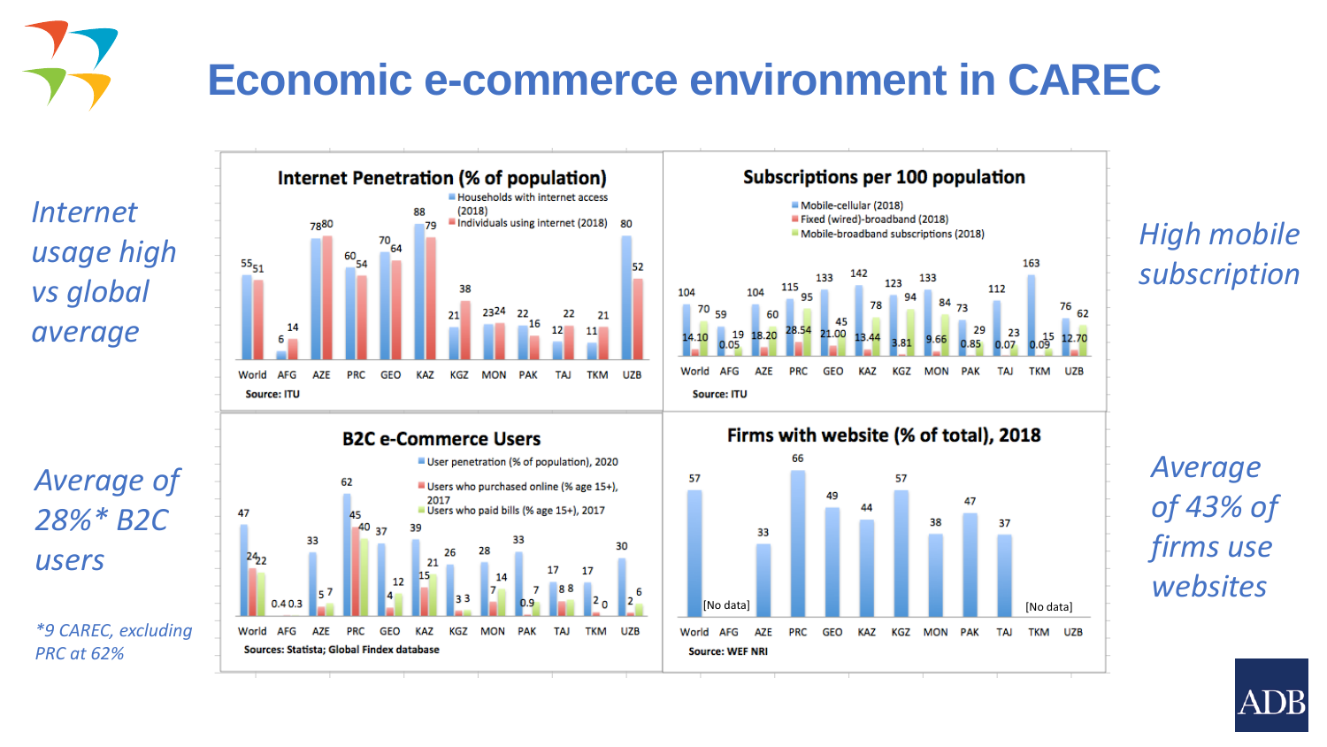# Economic e-commerce environment in CAREC

*Internet usage high vs global average*

## Internet Penetration (% of population)

| | World | AFG | AZE | PRC | GEO | KAZ | KGZ | MON | PAK | TAJ | TKM | UZB |
|---|---|---|---|---|---|---|---|---|---|---|---|---|
| Households with internet access (2018) | 55 | 6 | 78 | 60 | 70 | 88 | 21 | 23 | 22 | 12 | 11 | 80 |
| Individuals using internet (2018) | 51 | 14 | 80 | 54 | 64 | 79 | 38 | 24 | 16 | 22 | 21 | 52 |

Source: ITU

*High mobile subscription*

## Subscriptions per 100 population

| | World | AFG | AZE | PRC | GEO | KAZ | KGZ | MON | PAK | TAJ | TKM | UZB |
|---|---|---|---|---|---|---|---|---|---|---|---|---|
| Mobile-cellular (2018) | 104 | 59 | 104 | 115 | 133 | 142 | 123 | 133 | 73 | 112 | 163 | 76 |
| Fixed (wired)-broadband (2018) | 14.10 | 0.05 | 18.20 | 28.54 | 21.00 | 13.44 | 3.81 | 9.66 | 0.85 | 0.07 | 0.09 | 12.70 |
| Mobile-broadband subscriptions (2018) | 70 | 19 | 60 | 95 | 45 | 78 | 94 | 84 | 29 | 23 | 15 | 62 |

Source: ITU

*Average of 28%* B2C users*

**9 CAREC, excluding PRC at 62%*

## B2C e-Commerce Users

| | World | AFG | AZE | PRC | GEO | KAZ | KGZ | MON | PAK | TAJ | TKM | UZB |
|---|---|---|---|---|---|---|---|---|---|---|---|---|
| User penetration (% of population), 2020 | 47 | | 33 | 62 | 37 | 39 | 26 | 28 | 33 | 17 | 17 | 30 |
| Users who purchased online (% age 15+), 2017 | 24 | 0.4 | 5 | 45 | 4 | 15 | 3 | 7 | 0.9 | 8 | 2 | 2 |
| Users who paid bills (% age 15+), 2017 | 22 | 0.3 | 7 | 40 | 12 | 21 | 3 | 14 | 7 | 8 | 0 | 6 |

Sources: Statista; Global Findex database

*Average of 43% of firms use websites*

## Firms with website (% of total), 2018

| World | AFG | AZE | PRC | GEO | KAZ | KGZ | MON | PAK | TAJ | TKM | UZB |
|---|---|---|---|---|---|---|---|---|---|---|---|
| 57 | [No data] | 33 | 66 | 49 | 44 | 57 | 38 | 47 | 37 | [No data] | |

Source: WEF NRI

ADB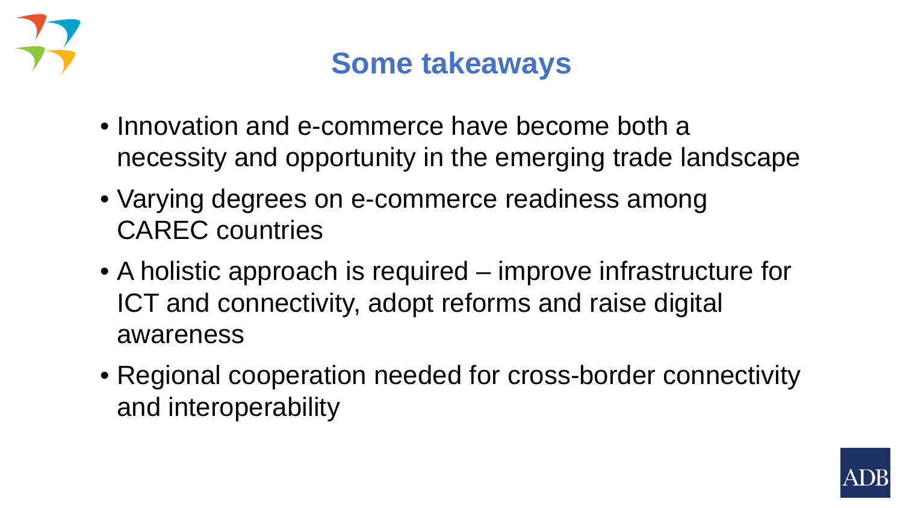# Some takeaways

- Innovation and e-commerce have become both a necessity and opportunity in the emerging trade landscape
- Varying degrees on e-commerce readiness among CAREC countries
- A holistic approach is required – improve infrastructure for ICT and connectivity, adopt reforms and raise digital awareness
- Regional cooperation needed for cross-border connectivity and interoperability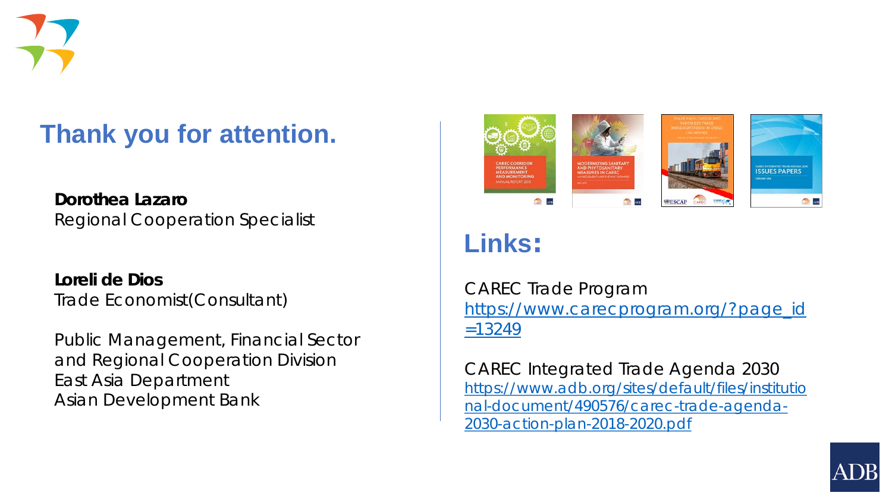# Thank you for attention.

**Dorothea Lazaro**
Regional Cooperation Specialist

**Loreli de Dios**
Trade Economist(Consultant)

Public Management, Financial Sector and Regional Cooperation Division
East Asia Department
Asian Development Bank

## Links:

CAREC Trade Program
https://www.carecprogram.org/?page_id=13249

CAREC Integrated Trade Agenda 2030
https://www.adb.org/sites/default/files/institutional-document/490576/carec-trade-agenda-2030-action-plan-2018-2020.pdf